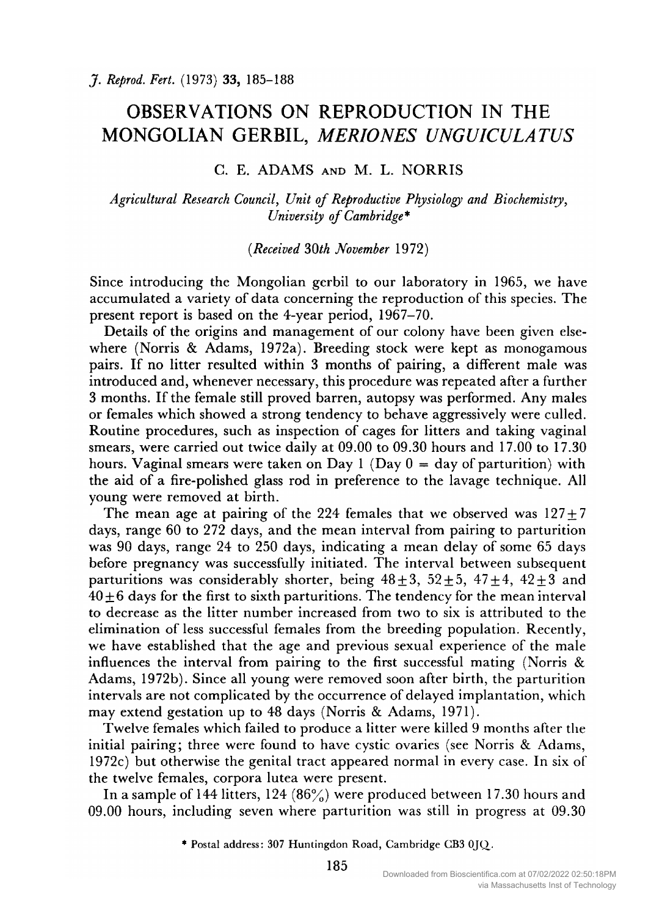# OBSERVATIONS ON REPRODUCTION IN THE MONGOLIAN GERBIL, *MERIONES UNGUICULATUS*

C. E. ADAMS AND M. L. NORRIS

*Agricultural Research Council, Unit of Reproductive Physiology and Biochemistry, University of Cambridge**

(*Received* 30*th November* 1972)

Since introducing the Mongolian gerbil to our laboratory in 1965, we have accumulated a variety of data concerning the reproduction of this species. The present report is based on the 4-year period, 1967–70.

Details of the origins and management of our colony have been given elsewhere (Norris & Adams, 1972a). Breeding stock were kept as monogamous pairs. If no litter resulted within 3 months of pairing, a different male was introduced and, whenever necessary, this procedure was repeated after a further 3 months. If the female still proved barren, autopsy was performed. Any males or females which showed a strong tendency to behave aggressively were culled. Routine procedures, such as inspection of cages for litters and taking vaginal smears, were carried out twice daily at 09.00 to 09.30 hours and 17.00 to 17.30 hours. Vaginal smears were taken on Day 1 (Day 0 = day of parturition) with the aid of a fire-polished glass rod in preference to the lavage technique. All young were removed at birth.

The mean age at pairing of the 224 females that we observed was $127 \pm 7$ days, range 60 to 272 days, and the mean interval from pairing to parturition was 90 days, range 24 to 250 days, indicating a mean delay of some 65 days before pregnancy was successfully initiated. The interval between subsequent parturitions was considerably shorter, being $48 \pm 3$, $52 \pm 5$, $47 \pm 4$, $42 \pm 3$ and $40 \pm 6$ days for the first to sixth parturitions. The tendency for the mean interval to decrease as the litter number increased from two to six is attributed to the elimination of less successful females from the breeding population. Recently, we have established that the age and previous sexual experience of the male influences the interval from pairing to the first successful mating (Norris & Adams, 1972b). Since all young were removed soon after birth, the parturition intervals are not complicated by the occurrence of delayed implantation, which may extend gestation up to 48 days (Norris & Adams, 1971).

Twelve females which failed to produce a litter were killed 9 months after the initial pairing; three were found to have cystic ovaries (see Norris & Adams, 1972c) but otherwise the genital tract appeared normal in every case. In six of the twelve females, corpora lutea were present.

In a sample of 144 litters, 124 (86%) were produced between 17.30 hours and 09.00 hours, including seven where parturition was still in progress at 09.30

\* Postal address: 307 Huntingdon Road, Cambridge CB3 0JQ.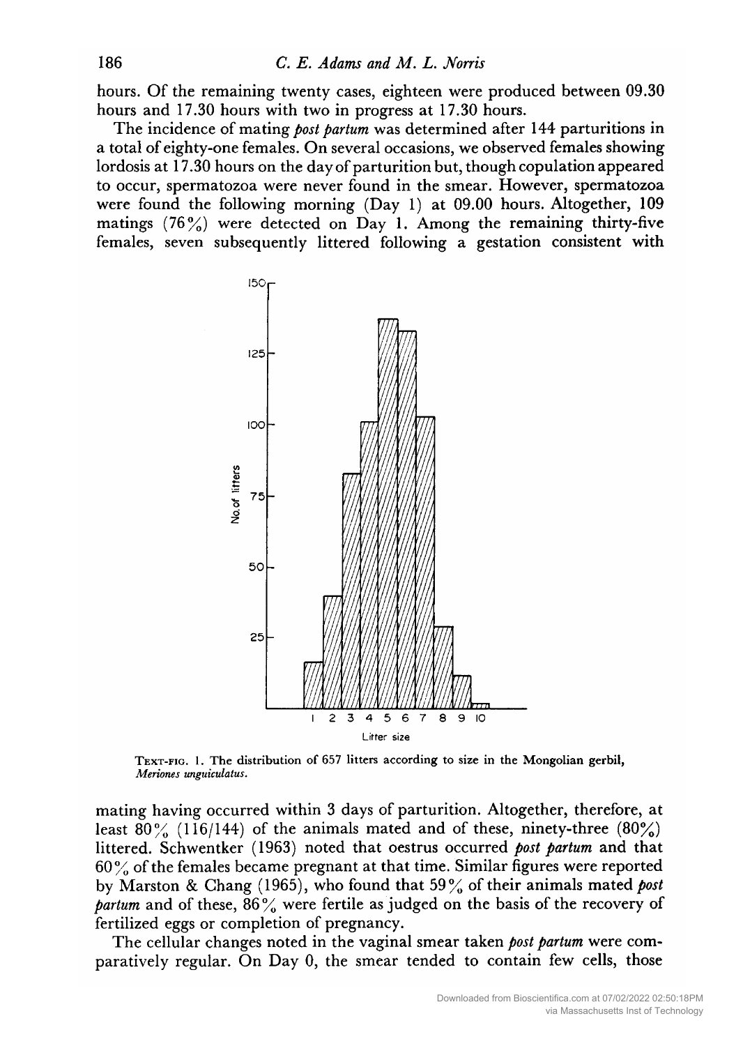hours. Of the remaining twenty cases, eighteen were produced between 09.30 hours and 17.30 hours with two in progress at 17.30 hours.

The incidence of mating *post partum* was determined after 144 parturitions in a total of eighty-one females. On several occasions, we observed females showing lordosis at 17.30 hours on the day of parturition but, though copulation appeared to occur, spermatozoa were never found in the smear. However, spermatozoa were found the following morning (Day 1) at 09.00 hours. Altogether, 109 matings (76%) were detected on Day 1. Among the remaining thirty-five females, seven subsequently littered following a gestation consistent with mating having occurred within 3 days of parturition. Altogether, therefore, at least 80% (116/144) of the animals mated and of these, ninety-three (80%) littered. Schwentker (1963) noted that oestrus occurred *post partum* and that 60% of the females became pregnant at that time. Similar figures were reported by Marston & Chang (1965), who found that 59% of their animals mated *post partum* and of these, 86% were fertile as judged on the basis of the recovery of fertilized eggs or completion of pregnancy.

TEXT-FIG. 1. The distribution of 657 litters according to size in the Mongolian gerbil, *Meriones unguiculatus*.

The cellular changes noted in the vaginal smear taken *post partum* were comparatively regular. On Day 0, the smear tended to contain few cells, those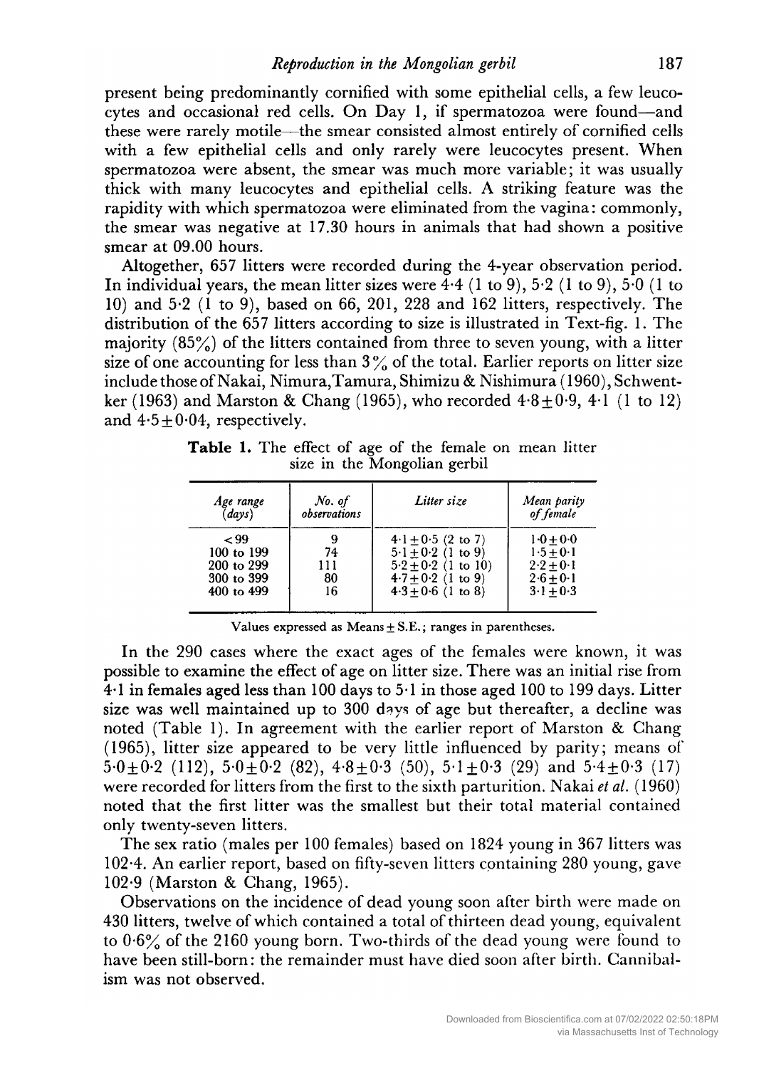present being predominantly cornified with some epithelial cells, a few leucocytes and occasional red cells. On Day 1, if spermatozoa were found—and these were rarely motile—the smear consisted almost entirely of cornified cells with a few epithelial cells and only rarely were leucocytes present. When spermatozoa were absent, the smear was much more variable; it was usually thick with many leucocytes and epithelial cells. A striking feature was the rapidity with which spermatozoa were eliminated from the vagina: commonly, the smear was negative at 17.30 hours in animals that had shown a positive smear at 09.00 hours.

Altogether, 657 litters were recorded during the 4-year observation period. In individual years, the mean litter sizes were 4·4 (1 to 9), 5·2 (1 to 9), 5·0 (1 to 10) and 5·2 (1 to 9), based on 66, 201, 228 and 162 litters, respectively. The distribution of the 657 litters according to size is illustrated in Text-fig. 1. The majority (85%) of the litters contained from three to seven young, with a litter size of one accounting for less than 3% of the total. Earlier reports on litter size include those of Nakai, Nimura, Tamura, Shimizu & Nishimura (1960), Schwentker (1963) and Marston & Chang (1965), who recorded $4{\cdot}8 \pm 0{\cdot}9$, 4·1 (1 to 12) and $4{\cdot}5 \pm 0{\cdot}04$, respectively.

**Table 1.** The effect of age of the female on mean litter size in the Mongolian gerbil

| *Age range (days)* | *No. of observations* | *Litter size* | *Mean parity of female* |
|---|---|---|---|
| <99 | 9 | $4{\cdot}1 \pm 0{\cdot}5$ (2 to 7) | $1{\cdot}0 \pm 0{\cdot}0$ |
| 100 to 199 | 74 | $5{\cdot}1 \pm 0{\cdot}2$ (1 to 9) | $1{\cdot}5 \pm 0{\cdot}1$ |
| 200 to 299 | 111 | $5{\cdot}2 \pm 0{\cdot}2$ (1 to 10) | $2{\cdot}2 \pm 0{\cdot}1$ |
| 300 to 399 | 80 | $4{\cdot}7 \pm 0{\cdot}2$ (1 to 9) | $2{\cdot}6 \pm 0{\cdot}1$ |
| 400 to 499 | 16 | $4{\cdot}3 \pm 0{\cdot}6$ (1 to 8) | $3{\cdot}1 \pm 0{\cdot}3$ |

Values expressed as Means ± S.E.; ranges in parentheses.

In the 290 cases where the exact ages of the females were known, it was possible to examine the effect of age on litter size. There was an initial rise from 4·1 in females aged less than 100 days to 5·1 in those aged 100 to 199 days. Litter size was well maintained up to 300 days of age but thereafter, a decline was noted (Table 1). In agreement with the earlier report of Marston & Chang (1965), litter size appeared to be very little influenced by parity; means of $5{\cdot}0 \pm 0{\cdot}2$ (112), $5{\cdot}0 \pm 0{\cdot}2$ (82), $4{\cdot}8 \pm 0{\cdot}3$ (50), $5{\cdot}1 \pm 0{\cdot}3$ (29) and $5{\cdot}4 \pm 0{\cdot}3$ (17) were recorded for litters from the first to the sixth parturition. Nakai *et al.* (1960) noted that the first litter was the smallest but their total material contained only twenty-seven litters.

The sex ratio (males per 100 females) based on 1824 young in 367 litters was 102·4. An earlier report, based on fifty-seven litters containing 280 young, gave 102·9 (Marston & Chang, 1965).

Observations on the incidence of dead young soon after birth were made on 430 litters, twelve of which contained a total of thirteen dead young, equivalent to 0·6% of the 2160 young born. Two-thirds of the dead young were found to have been still-born: the remainder must have died soon after birth. Cannibalism was not observed.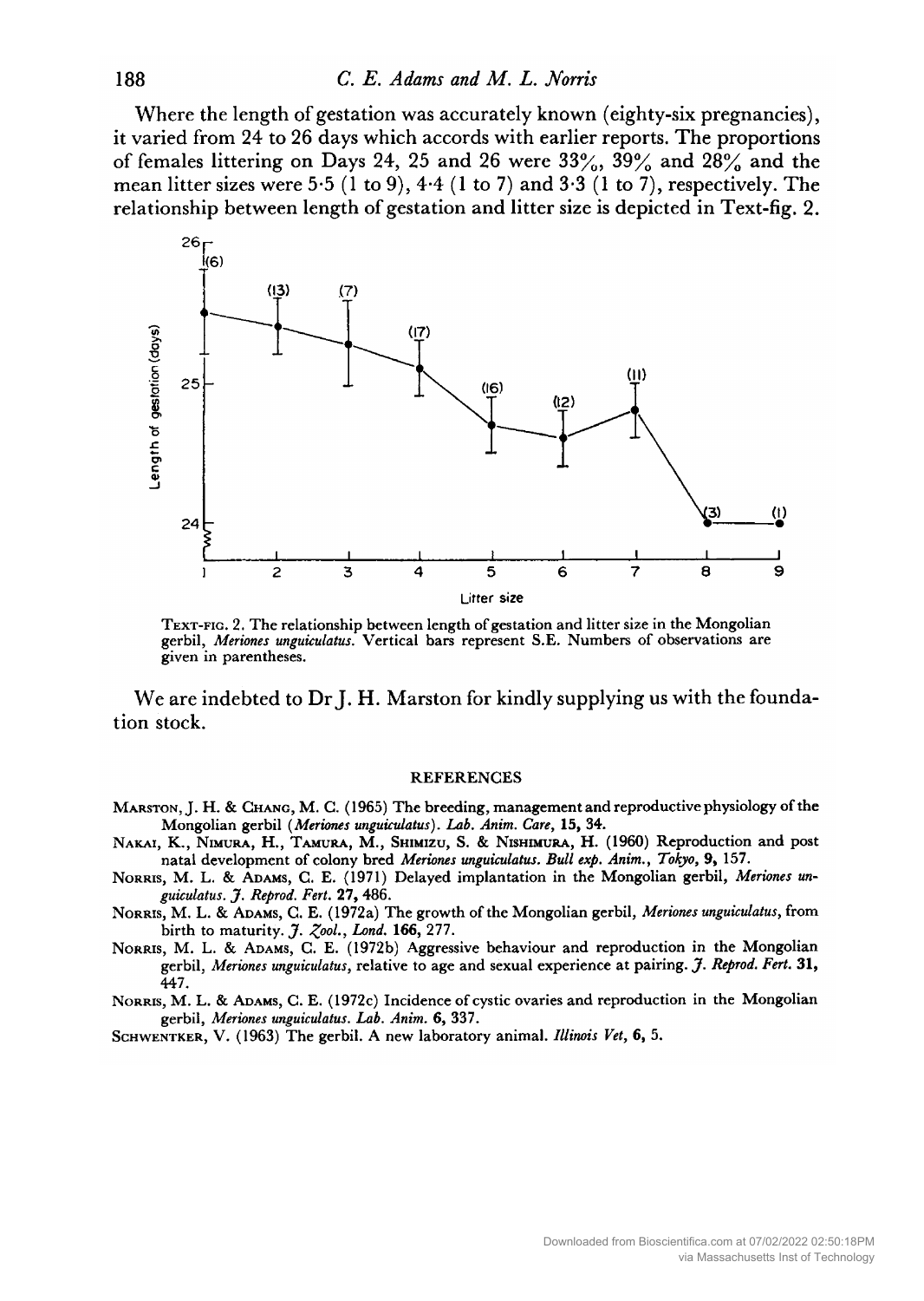Where the length of gestation was accurately known (eighty-six pregnancies), it varied from 24 to 26 days which accords with earlier reports. The proportions of females littering on Days 24, 25 and 26 were 33%, 39% and 28% and the mean litter sizes were 5·5 (1 to 9), 4·4 (1 to 7) and 3·3 (1 to 7), respectively. The relationship between length of gestation and litter size is depicted in Text-fig. 2.

Length of gestation (days)

26
25
24

(6) (13) (7) (17) (16) (12) (11) (3) (1)

1 2 3 4 5 6 7 8 9

Litter size

TEXT-FIG. 2. The relationship between length of gestation and litter size in the Mongolian gerbil, *Meriones unguiculatus*. Vertical bars represent S.E. Numbers of observations are given in parentheses.

We are indebted to Dr J. H. Marston for kindly supplying us with the foundation stock.

## REFERENCES

MARSTON, J. H. & CHANG, M. C. (1965) The breeding, management and reproductive physiology of the Mongolian gerbil (*Meriones unguiculatus*). *Lab. Anim. Care*, **15**, 34.

NAKAI, K., NIMURA, H., TAMURA, M., SHIMIZU, S. & NISHIMURA, H. (1960) Reproduction and post natal development of colony bred *Meriones unguiculatus*. *Bull exp. Anim., Tokyo*, **9**, 157.

NORRIS, M. L. & ADAMS, C. E. (1971) Delayed implantation in the Mongolian gerbil, *Meriones unguiculatus*. *J. Reprod. Fert.* **27**, 486.

NORRIS, M. L. & ADAMS, C. E. (1972a) The growth of the Mongolian gerbil, *Meriones unguiculatus*, from birth to maturity. *J. Zool., Lond.* **166**, 277.

NORRIS, M. L. & ADAMS, C. E. (1972b) Aggressive behaviour and reproduction in the Mongolian gerbil, *Meriones unguiculatus*, relative to age and sexual experience at pairing. *J. Reprod. Fert.* **31**, 447.

NORRIS, M. L. & ADAMS, C. E. (1972c) Incidence of cystic ovaries and reproduction in the Mongolian gerbil, *Meriones unguiculatus*. *Lab. Anim.* **6**, 337.

SCHWENTKER, V. (1963) The gerbil. A new laboratory animal. *Illinois Vet*, **6**, 5.